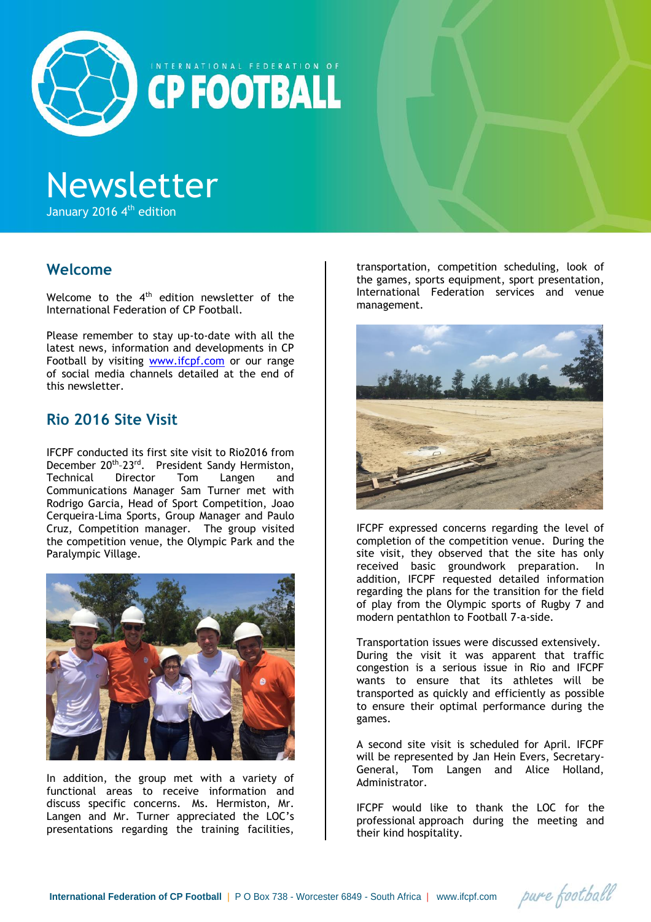INTERNATIONAL FEDERATION OF

# CP FOOTBALL

# Newsletter

January 2016 4th edition

## Welcome

Welcome to the 4th edition newsletter of the International Federation of CP Football.

Please remember to stay up-to-date with all the latest news, information and developments in CP Football by visiting www.ifcpf.com or our range of social media channels detailed at the end of this newsletter.

## Rio 2016 Site Visit

IFCPF conducted its first site visit to Rio2016 from December 20th-23rd. President Sandy Hermiston, Technical Director Tom Langen and Communications Manager Sam Turner met with Rodrigo Garcia, Head of Sport Competition, Joao Cerqueira-Lima Sports, Group Manager and Paulo Cruz, Competition manager. The group visited the competition venue, the Olympic Park and the Paralympic Village.

In addition, the group met with a variety of functional areas to receive information and discuss specific concerns. Ms. Hermiston, Mr. Langen and Mr. Turner appreciated the LOC's presentations regarding the training facilities, transportation, competition scheduling, look of the games, sports equipment, sport presentation, International Federation services and venue management.

IFCPF expressed concerns regarding the level of completion of the competition venue. During the site visit, they observed that the site has only received basic groundwork preparation. In addition, IFCPF requested detailed information regarding the plans for the transition for the field of play from the Olympic sports of Rugby 7 and modern pentathlon to Football 7-a-side.

Transportation issues were discussed extensively. During the visit it was apparent that traffic congestion is a serious issue in Rio and IFCPF wants to ensure that its athletes will be transported as quickly and efficiently as possible to ensure their optimal performance during the games.

A second site visit is scheduled for April. IFCPF will be represented by Jan Hein Evers, Secretary-General, Tom Langen and Alice Holland, Administrator.

IFCPF would like to thank the LOC for the professional approach during the meeting and their kind hospitality.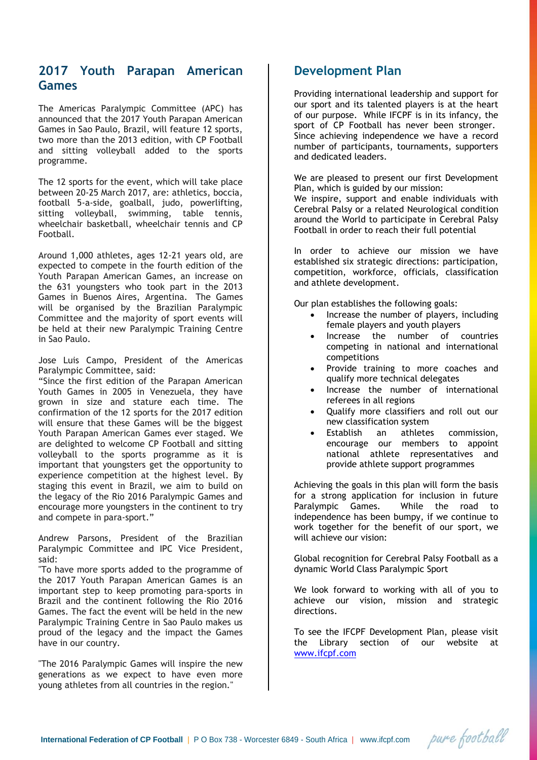## 2017 Youth Parapan American Games

The Americas Paralympic Committee (APC) has announced that the 2017 Youth Parapan American Games in Sao Paulo, Brazil, will feature 12 sports, two more than the 2013 edition, with CP Football and sitting volleyball added to the sports programme.

The 12 sports for the event, which will take place between 20-25 March 2017, are: athletics, boccia, football 5-a-side, goalball, judo, powerlifting, sitting volleyball, swimming, table tennis, wheelchair basketball, wheelchair tennis and CP Football.

Around 1,000 athletes, ages 12-21 years old, are expected to compete in the fourth edition of the Youth Parapan American Games, an increase on the 631 youngsters who took part in the 2013 Games in Buenos Aires, Argentina. The Games will be organised by the Brazilian Paralympic Committee and the majority of sport events will be held at their new Paralympic Training Centre in Sao Paulo.

Jose Luis Campo, President of the Americas Paralympic Committee, said:
"Since the first edition of the Parapan American Youth Games in 2005 in Venezuela, they have grown in size and stature each time. The confirmation of the 12 sports for the 2017 edition will ensure that these Games will be the biggest Youth Parapan American Games ever staged. We are delighted to welcome CP Football and sitting volleyball to the sports programme as it is important that youngsters get the opportunity to experience competition at the highest level. By staging this event in Brazil, we aim to build on the legacy of the Rio 2016 Paralympic Games and encourage more youngsters in the continent to try and compete in para-sport."

Andrew Parsons, President of the Brazilian Paralympic Committee and IPC Vice President, said:
"To have more sports added to the programme of the 2017 Youth Parapan American Games is an important step to keep promoting para-sports in Brazil and the continent following the Rio 2016 Games. The fact the event will be held in the new Paralympic Training Centre in Sao Paulo makes us proud of the legacy and the impact the Games have in our country.

"The 2016 Paralympic Games will inspire the new generations as we expect to have even more young athletes from all countries in the region."

## Development Plan

Providing international leadership and support for our sport and its talented players is at the heart of our purpose. While IFCPF is in its infancy, the sport of CP Football has never been stronger. Since achieving independence we have a record number of participants, tournaments, supporters and dedicated leaders.

We are pleased to present our first Development Plan, which is guided by our mission:
We inspire, support and enable individuals with Cerebral Palsy or a related Neurological condition around the World to participate in Cerebral Palsy Football in order to reach their full potential

In order to achieve our mission we have established six strategic directions: participation, competition, workforce, officials, classification and athlete development.

Our plan establishes the following goals:

- Increase the number of players, including female players and youth players
- Increase the number of countries competing in national and international competitions
- Provide training to more coaches and qualify more technical delegates
- Increase the number of international referees in all regions
- Qualify more classifiers and roll out our new classification system
- Establish an athletes commission, encourage our members to appoint national athlete representatives and provide athlete support programmes

Achieving the goals in this plan will form the basis for a strong application for inclusion in future Paralympic Games. While the road to independence has been bumpy, if we continue to work together for the benefit of our sport, we will achieve our vision:

Global recognition for Cerebral Palsy Football as a dynamic World Class Paralympic Sport

We look forward to working with all of you to achieve our vision, mission and strategic directions.

To see the IFCPF Development Plan, please visit the Library section of our website at www.ifcpf.com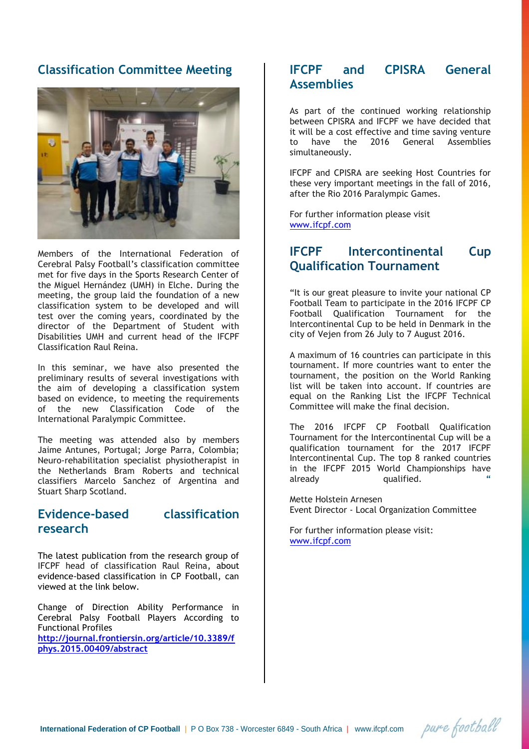## Classification Committee Meeting

Members of the International Federation of Cerebral Palsy Football's classification committee met for five days in the Sports Research Center of the Miguel Hernández (UMH) in Elche. During the meeting, the group laid the foundation of a new classification system to be developed and will test over the coming years, coordinated by the director of the Department of Student with Disabilities UMH and current head of the IFCPF Classification Raul Reina.

In this seminar, we have also presented the preliminary results of several investigations with the aim of developing a classification system based on evidence, to meeting the requirements of the new Classification Code of the International Paralympic Committee.

The meeting was attended also by members Jaime Antunes, Portugal; Jorge Parra, Colombia; Neuro-rehabilitation specialist physiotherapist in the Netherlands Bram Roberts and technical classifiers Marcelo Sanchez of Argentina and Stuart Sharp Scotland.

## Evidence-based classification research

The latest publication from the research group of IFCPF head of classification Raul Reina, about evidence-based classification in CP Football, can viewed at the link below.

Change of Direction Ability Performance in Cerebral Palsy Football Players According to Functional Profiles
**http://journal.frontiersin.org/article/10.3389/fphys.2015.00409/abstract**

## IFCPF and CPISRA General Assemblies

As part of the continued working relationship between CPISRA and IFCPF we have decided that it will be a cost effective and time saving venture to have the 2016 General Assemblies simultaneously.

IFCPF and CPISRA are seeking Host Countries for these very important meetings in the fall of 2016, after the Rio 2016 Paralympic Games.

For further information please visit
www.ifcpf.com

## IFCPF Intercontinental Cup Qualification Tournament

"It is our great pleasure to invite your national CP Football Team to participate in the 2016 IFCPF CP Football Qualification Tournament for the Intercontinental Cup to be held in Denmark in the city of Vejen from 26 July to 7 August 2016.

A maximum of 16 countries can participate in this tournament. If more countries want to enter the tournament, the position on the World Ranking list will be taken into account. If countries are equal on the Ranking List the IFCPF Technical Committee will make the final decision.

The 2016 IFCPF CP Football Qualification Tournament for the Intercontinental Cup will be a qualification tournament for the 2017 IFCPF Intercontinental Cup. The top 8 ranked countries in the IFCPF 2015 World Championships have already qualified. "

Mette Holstein Arnesen
Event Director - Local Organization Committee

For further information please visit:
www.ifcpf.com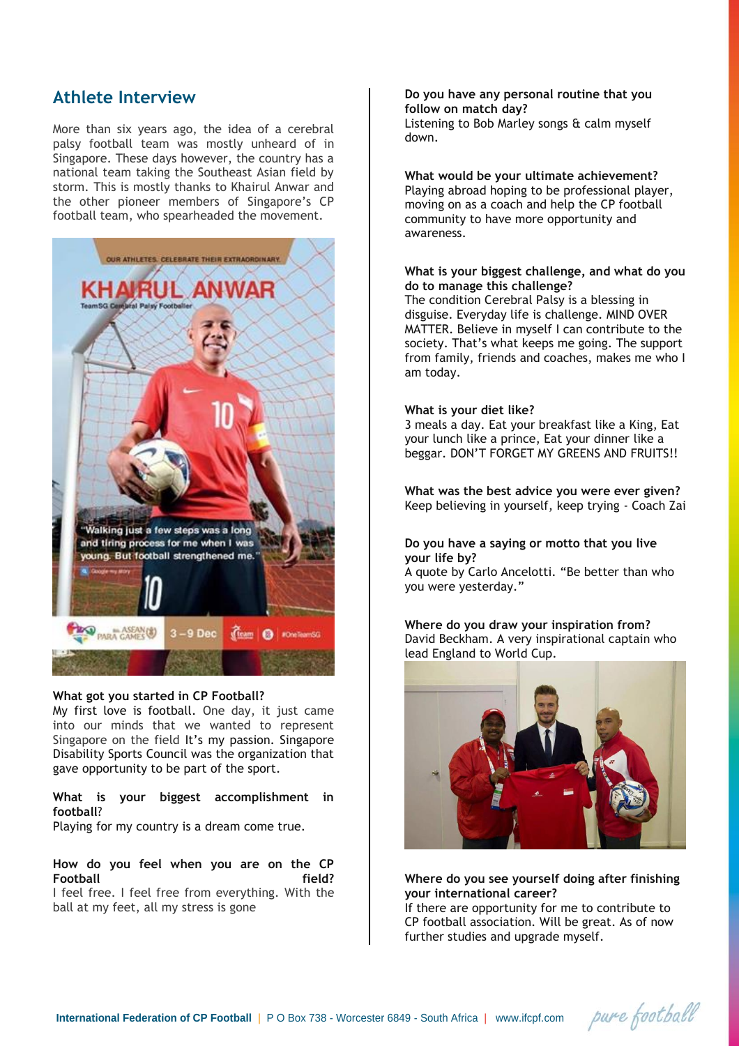## Athlete Interview

More than six years ago, the idea of a cerebral palsy football team was mostly unheard of in Singapore. These days however, the country has a national team taking the Southeast Asian field by storm. This is mostly thanks to Khairul Anwar and the other pioneer members of Singapore's CP football team, who spearheaded the movement.

**What got you started in CP Football?**
My first love is football. One day, it just came into our minds that we wanted to represent Singapore on the field It's my passion. Singapore Disability Sports Council was the organization that gave opportunity to be part of the sport.

**What is your biggest accomplishment in football?**
Playing for my country is a dream come true.

**How do you feel when you are on the CP Football field?**
I feel free. I feel free from everything. With the ball at my feet, all my stress is gone

**Do you have any personal routine that you follow on match day?**
Listening to Bob Marley songs & calm myself down.

**What would be your ultimate achievement?**
Playing abroad hoping to be professional player, moving on as a coach and help the CP football community to have more opportunity and awareness.

**What is your biggest challenge, and what do you do to manage this challenge?**
The condition Cerebral Palsy is a blessing in disguise. Everyday life is challenge. MIND OVER MATTER. Believe in myself I can contribute to the society. That's what keeps me going. The support from family, friends and coaches, makes me who I am today.

**What is your diet like?**
3 meals a day. Eat your breakfast like a King, Eat your lunch like a prince, Eat your dinner like a beggar. DON'T FORGET MY GREENS AND FRUITS!!

**What was the best advice you were ever given?**
Keep believing in yourself, keep trying - Coach Zai

**Do you have a saying or motto that you live your life by?**
A quote by Carlo Ancelotti. "Be better than who you were yesterday."

**Where do you draw your inspiration from?**
David Beckham. A very inspirational captain who lead England to World Cup.

**Where do you see yourself doing after finishing your international career?**
If there are opportunity for me to contribute to CP football association. Will be great. As of now further studies and upgrade myself.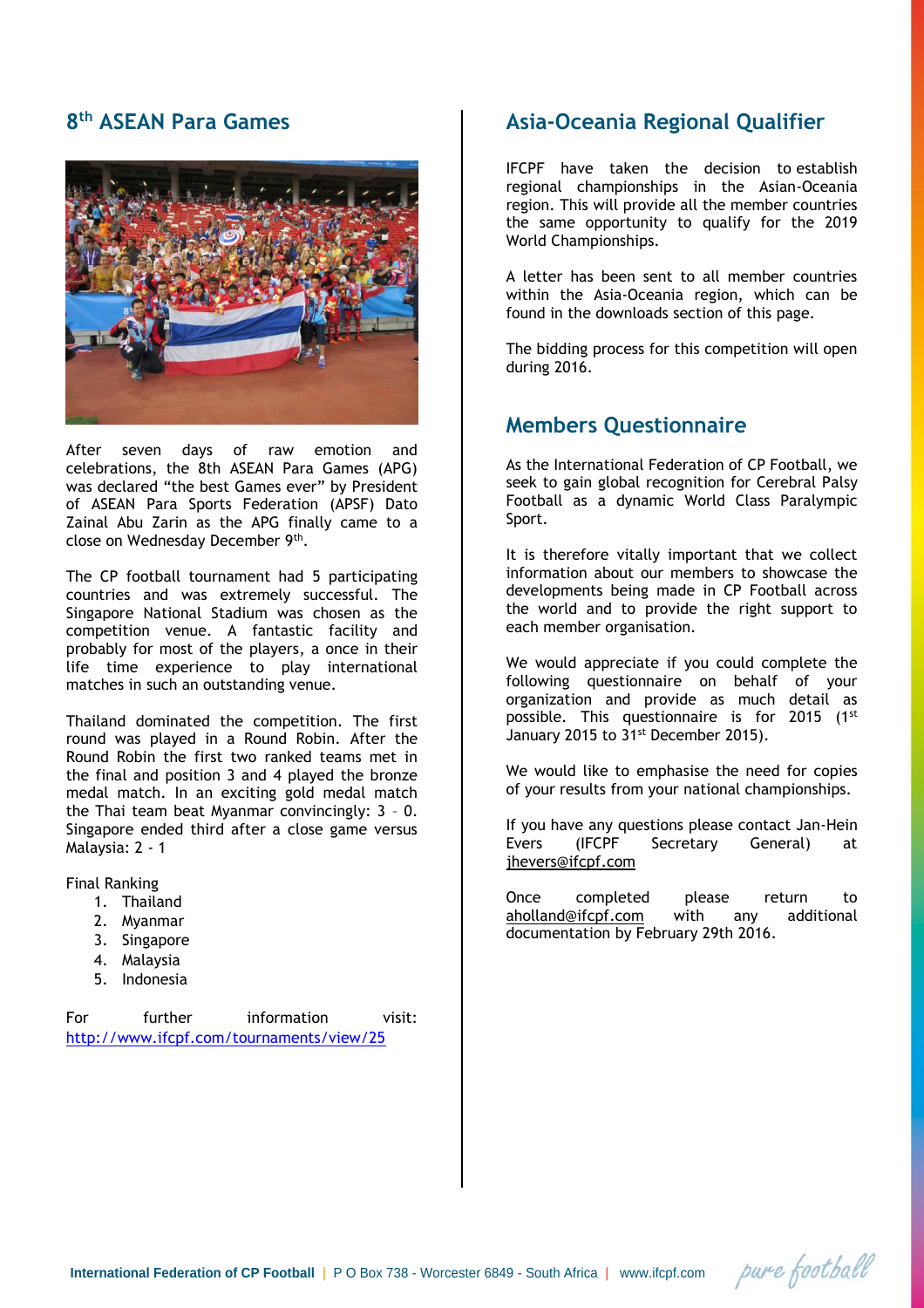## 8th ASEAN Para Games

After seven days of raw emotion and celebrations, the 8th ASEAN Para Games (APG) was declared "the best Games ever" by President of ASEAN Para Sports Federation (APSF) Dato Zainal Abu Zarin as the APG finally came to a close on Wednesday December 9th.

The CP football tournament had 5 participating countries and was extremely successful. The Singapore National Stadium was chosen as the competition venue. A fantastic facility and probably for most of the players, a once in their life time experience to play international matches in such an outstanding venue.

Thailand dominated the competition. The first round was played in a Round Robin. After the Round Robin the first two ranked teams met in the final and position 3 and 4 played the bronze medal match. In an exciting gold medal match the Thai team beat Myanmar convincingly: 3 – 0. Singapore ended third after a close game versus Malaysia: 2 - 1

Final Ranking

1. Thailand
2. Myanmar
3. Singapore
4. Malaysia
5. Indonesia

For further information visit: http://www.ifcpf.com/tournaments/view/25

## Asia-Oceania Regional Qualifier

IFCPF have taken the decision to establish regional championships in the Asian-Oceania region. This will provide all the member countries the same opportunity to qualify for the 2019 World Championships.

A letter has been sent to all member countries within the Asia-Oceania region, which can be found in the downloads section of this page.

The bidding process for this competition will open during 2016.

## Members Questionnaire

As the International Federation of CP Football, we seek to gain global recognition for Cerebral Palsy Football as a dynamic World Class Paralympic Sport.

It is therefore vitally important that we collect information about our members to showcase the developments being made in CP Football across the world and to provide the right support to each member organisation.

We would appreciate if you could complete the following questionnaire on behalf of your organization and provide as much detail as possible. This questionnaire is for 2015 (1st January 2015 to 31st December 2015).

We would like to emphasise the need for copies of your results from your national championships.

If you have any questions please contact Jan-Hein Evers (IFCPF Secretary General) at jhevers@ifcpf.com

Once completed please return to aholland@ifcpf.com with any additional documentation by February 29th 2016.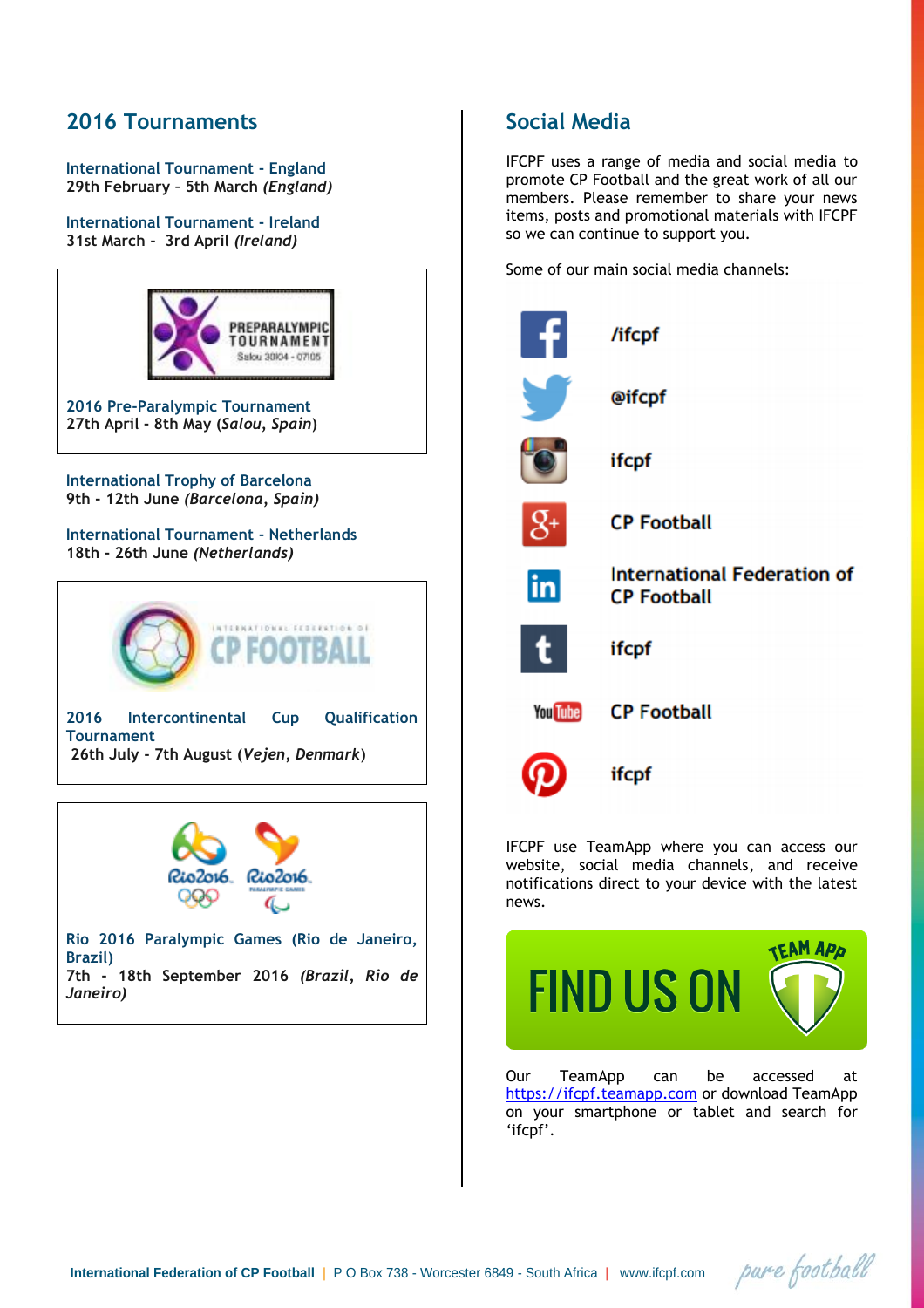## 2016 Tournaments

**International Tournament - England**
**29th February – 5th March *(England)***

**International Tournament - Ireland**
**31st March - 3rd April *(Ireland)***

**2016 Pre-Paralympic Tournament**
**27th April - 8th May (*Salou, Spain*)**

**International Trophy of Barcelona**
**9th - 12th June *(Barcelona, Spain)***

**International Tournament - Netherlands**
**18th - 26th June *(Netherlands)***

**2016 Intercontinental Cup Qualification Tournament**
**26th July - 7th August (*Vejen, Denmark*)**

**Rio 2016 Paralympic Games (Rio de Janeiro, Brazil)**
**7th - 18th September 2016 *(Brazil, Rio de Janeiro)***

## Social Media

IFCPF uses a range of media and social media to promote CP Football and the great work of all our members. Please remember to share your news items, posts and promotional materials with IFCPF so we can continue to support you.

Some of our main social media channels:

- **/ifcpf**
- **@ifcpf**
- **ifcpf**
- **CP Football**
- **International Federation of CP Football**
- **ifcpf**
- **CP Football**
- **ifcpf**

IFCPF use TeamApp where you can access our website, social media channels, and receive notifications direct to your device with the latest news.

FIND US ON TEAM APP

Our TeamApp can be accessed at https://ifcpf.teamapp.com or download TeamApp on your smartphone or tablet and search for 'ifcpf'.